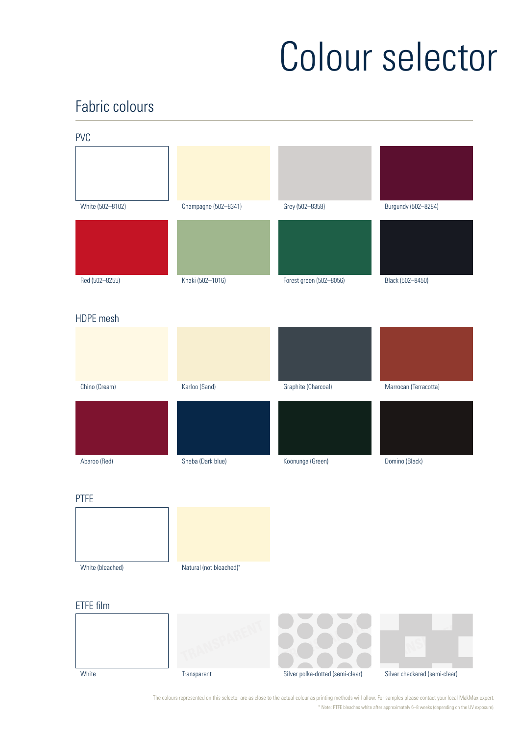# Colour selector

## Fabric colours

### PVC

- White (502–8102)
- Champagne (502–8341)
- Grey (502–8358)
- Burgundy (502–8284)
- Red (502–8255)
- Khaki (502–1016)
- Forest green (502–8056)
- Black (502–8450)

### HDPE mesh

- Chino (Cream)
- Karloo (Sand)
- Graphite (Charcoal)
- Marrocan (Terracotta)
- Abaroo (Red)
- Sheba (Dark blue)
- Koonunga (Green)
- Domino (Black)

### PTFE

- White (bleached)
- Natural (not bleached)*

### ETFE film

- White
- Transparent
- Silver polka-dotted (semi-clear)
- Silver checkered (semi-clear)

The colours represented on this selector are as close to the actual colour as printing methods will allow. For samples please contact your local MakMax expert.

* Note: PTFE bleaches white after approximately 6–8 weeks (depending on the UV exposure).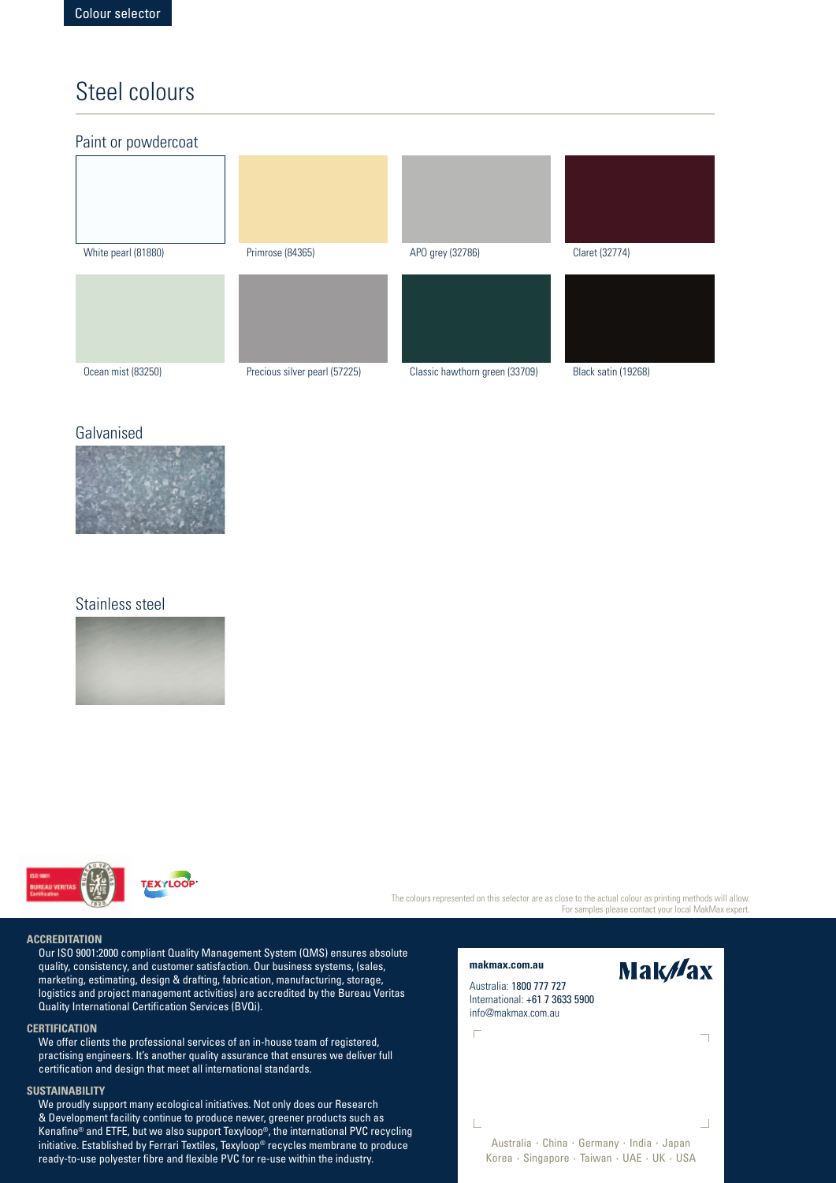Colour selector

# Steel colours

## Paint or powdercoat

White pearl (81880)

Primrose (84365)

APO grey (32786)

Claret (32774)

Ocean mist (83250)

Precious silver pearl (57225)

Classic hawthorn green (33709)

Black satin (19268)

## Galvanised

## Stainless steel

The colours represented on this selector are as close to the actual colour as printing methods will allow.
For samples please contact your local MakMax expert.

**ACCREDITATION**

Our ISO 9001:2000 compliant Quality Management System (QMS) ensures absolute quality, consistency, and customer satisfaction. Our business systems, (sales, marketing, estimating, design & drafting, fabrication, manufacturing, storage, logistics and project management activities) are accredited by the Bureau Veritas Quality International Certification Services (BVQi).

**CERTIFICATION**

We offer clients the professional services of an in-house team of registered, practising engineers. It's another quality assurance that ensures we deliver full certification and design that meet all international standards.

**SUSTAINABILITY**

We proudly support many ecological initiatives. Not only does our Research & Development facility continue to produce newer, greener products such as Kenafine® and ETFE, but we also support Texyloop®, the international PVC recycling initiative. Established by Ferrari Textiles, Texyloop® recycles membrane to produce ready-to-use polyester fibre and flexible PVC for re-use within the industry.

**makmax.com.au**

MakMax

Australia: 1800 777 727
International: +61 7 3633 5900
info@makmax.com.au

Australia · China · Germany · India · Japan
Korea · Singapore · Taiwan · UAE · UK · USA